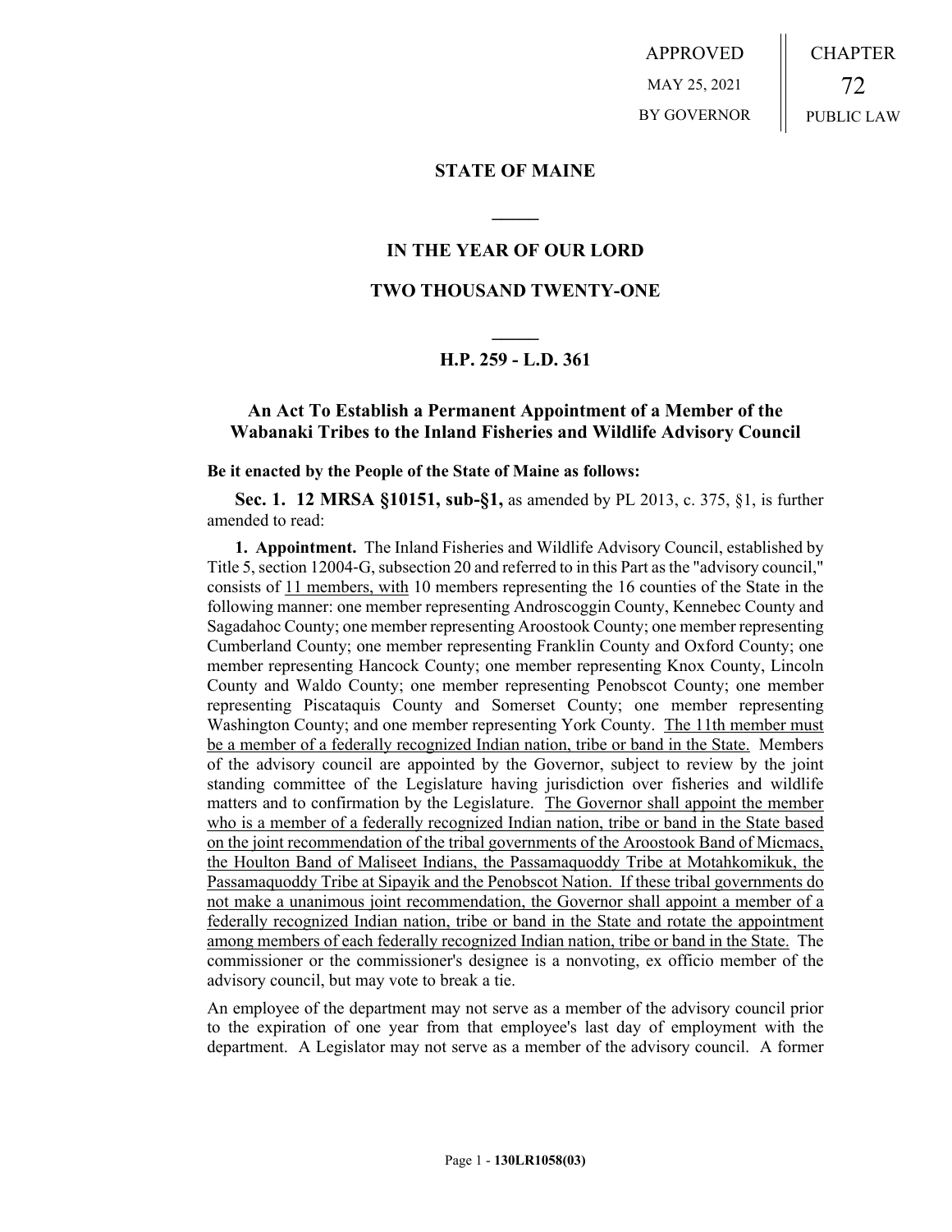APPROVED

MAY 25, 2021

BY GOVERNOR

CHAPTER

72

PUBLIC LAW

**STATE OF MAINE**

**IN THE YEAR OF OUR LORD**

**TWO THOUSAND TWENTY-ONE**

**H.P. 259 - L.D. 361**

**An Act To Establish a Permanent Appointment of a Member of the Wabanaki Tribes to the Inland Fisheries and Wildlife Advisory Council**

**Be it enacted by the People of the State of Maine as follows:**

**Sec. 1. 12 MRSA §10151, sub-§1,** as amended by PL 2013, c. 375, §1, is further amended to read:

**1. Appointment.** The Inland Fisheries and Wildlife Advisory Council, established by Title 5, section 12004-G, subsection 20 and referred to in this Part as the "advisory council," consists of <u>11 members, with</u> 10 members representing the 16 counties of the State in the following manner: one member representing Androscoggin County, Kennebec County and Sagadahoc County; one member representing Aroostook County; one member representing Cumberland County; one member representing Franklin County and Oxford County; one member representing Hancock County; one member representing Knox County, Lincoln County and Waldo County; one member representing Penobscot County; one member representing Piscataquis County and Somerset County; one member representing Washington County; and one member representing York County. <u>The 11th member must be a member of a federally recognized Indian nation, tribe or band in the State.</u> Members of the advisory council are appointed by the Governor, subject to review by the joint standing committee of the Legislature having jurisdiction over fisheries and wildlife matters and to confirmation by the Legislature. <u>The Governor shall appoint the member who is a member of a federally recognized Indian nation, tribe or band in the State based on the joint recommendation of the tribal governments of the Aroostook Band of Micmacs, the Houlton Band of Maliseet Indians, the Passamaquoddy Tribe at Motahkomikuk, the Passamaquoddy Tribe at Sipayik and the Penobscot Nation. If these tribal governments do not make a unanimous joint recommendation, the Governor shall appoint a member of a federally recognized Indian nation, tribe or band in the State and rotate the appointment among members of each federally recognized Indian nation, tribe or band in the State.</u> The commissioner or the commissioner's designee is a nonvoting, ex officio member of the advisory council, but may vote to break a tie.

An employee of the department may not serve as a member of the advisory council prior to the expiration of one year from that employee's last day of employment with the department. A Legislator may not serve as a member of the advisory council. A former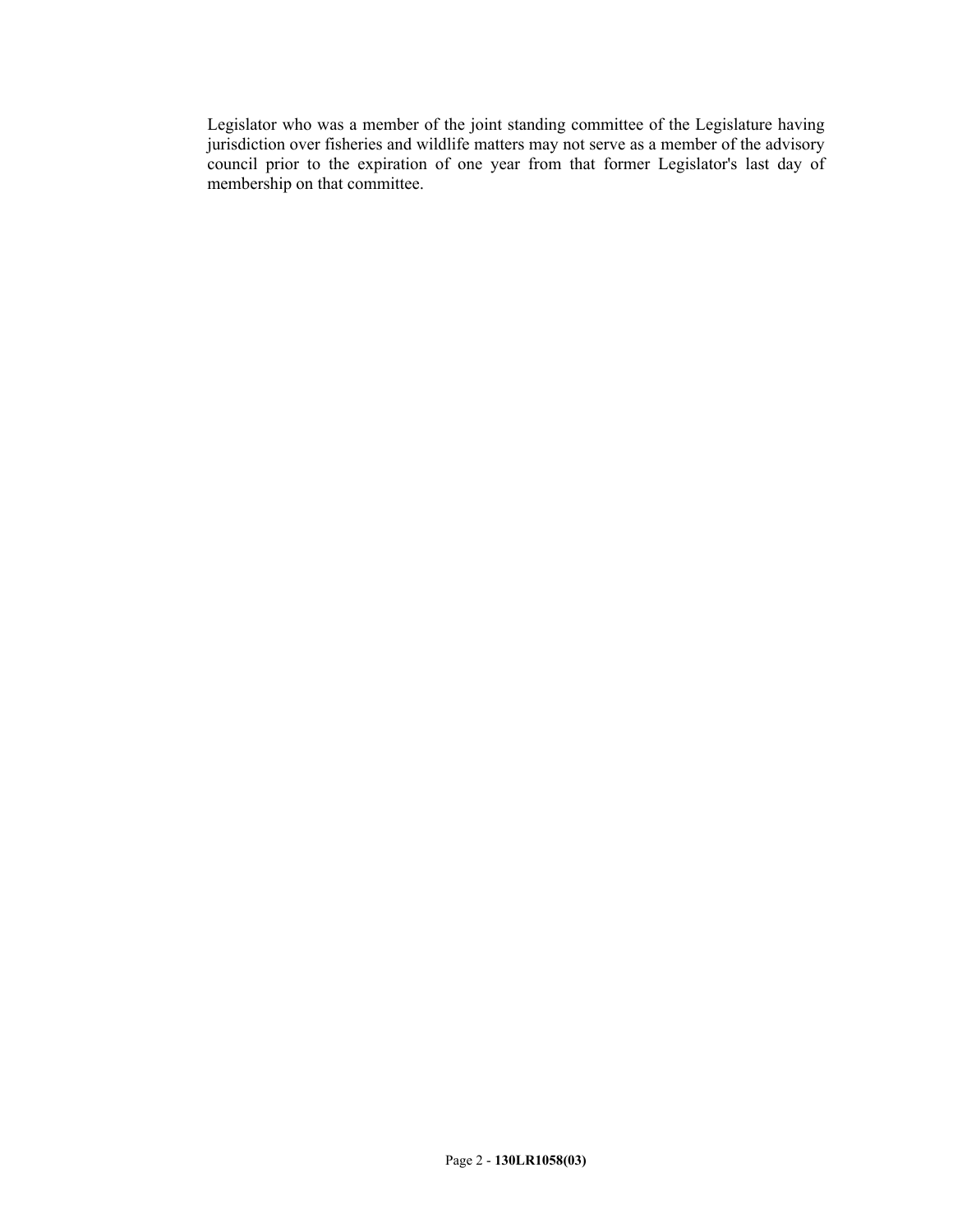Legislator who was a member of the joint standing committee of the Legislature having jurisdiction over fisheries and wildlife matters may not serve as a member of the advisory council prior to the expiration of one year from that former Legislator's last day of membership on that committee.